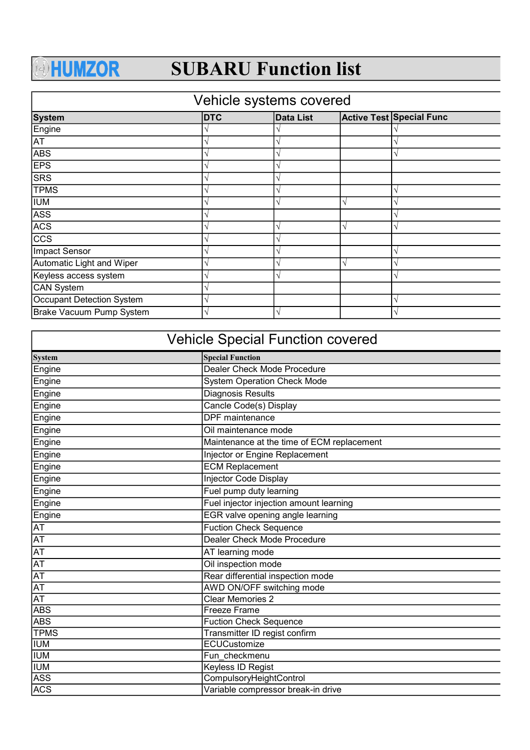# HUMZOR SUBARU Function list

## Vehicle systems covered

| System | DTC | Data List | Active Test | Special Func |
|---|---|---|---|---|
| Engine | √ | √ | | √ |
| AT | √ | √ | | √ |
| ABS | √ | √ | | √ |
| EPS | √ | √ | | |
| SRS | √ | √ | | |
| TPMS | √ | √ | | √ |
| IUM | √ | √ | √ | √ |
| ASS | √ | | | √ |
| ACS | √ | √ | √ | √ |
| CCS | √ | √ | | |
| Impact Sensor | √ | √ | | √ |
| Automatic Light and Wiper | √ | √ | √ | √ |
| Keyless access system | √ | √ | | √ |
| CAN System | √ | | | |
| Occupant Detection System | √ | | | √ |
| Brake Vacuum Pump System | √ | √ | | √ |

## Vehicle Special Function covered

| System | Special Function |
|---|---|
| Engine | Dealer Check Mode Procedure |
| Engine | System Operation Check Mode |
| Engine | Diagnosis Results |
| Engine | Cancle Code(s) Display |
| Engine | DPF maintenance |
| Engine | Oil maintenance mode |
| Engine | Maintenance at the time of ECM replacement |
| Engine | Injector or Engine Replacement |
| Engine | ECM Replacement |
| Engine | Injector Code Display |
| Engine | Fuel pump duty learning |
| Engine | Fuel injector injection amount learning |
| Engine | EGR valve opening angle learning |
| AT | Fuction Check Sequence |
| AT | Dealer Check Mode Procedure |
| AT | AT learning mode |
| AT | Oil inspection mode |
| AT | Rear differential inspection mode |
| AT | AWD ON/OFF switching mode |
| AT | Clear Memories 2 |
| ABS | Freeze Frame |
| ABS | Fuction Check Sequence |
| TPMS | Transmitter ID regist confirm |
| IUM | ECUCustomize |
| IUM | Fun_checkmenu |
| IUM | Keyless ID Regist |
| ASS | CompulsoryHeightControl |
| ACS | Variable compressor break-in drive |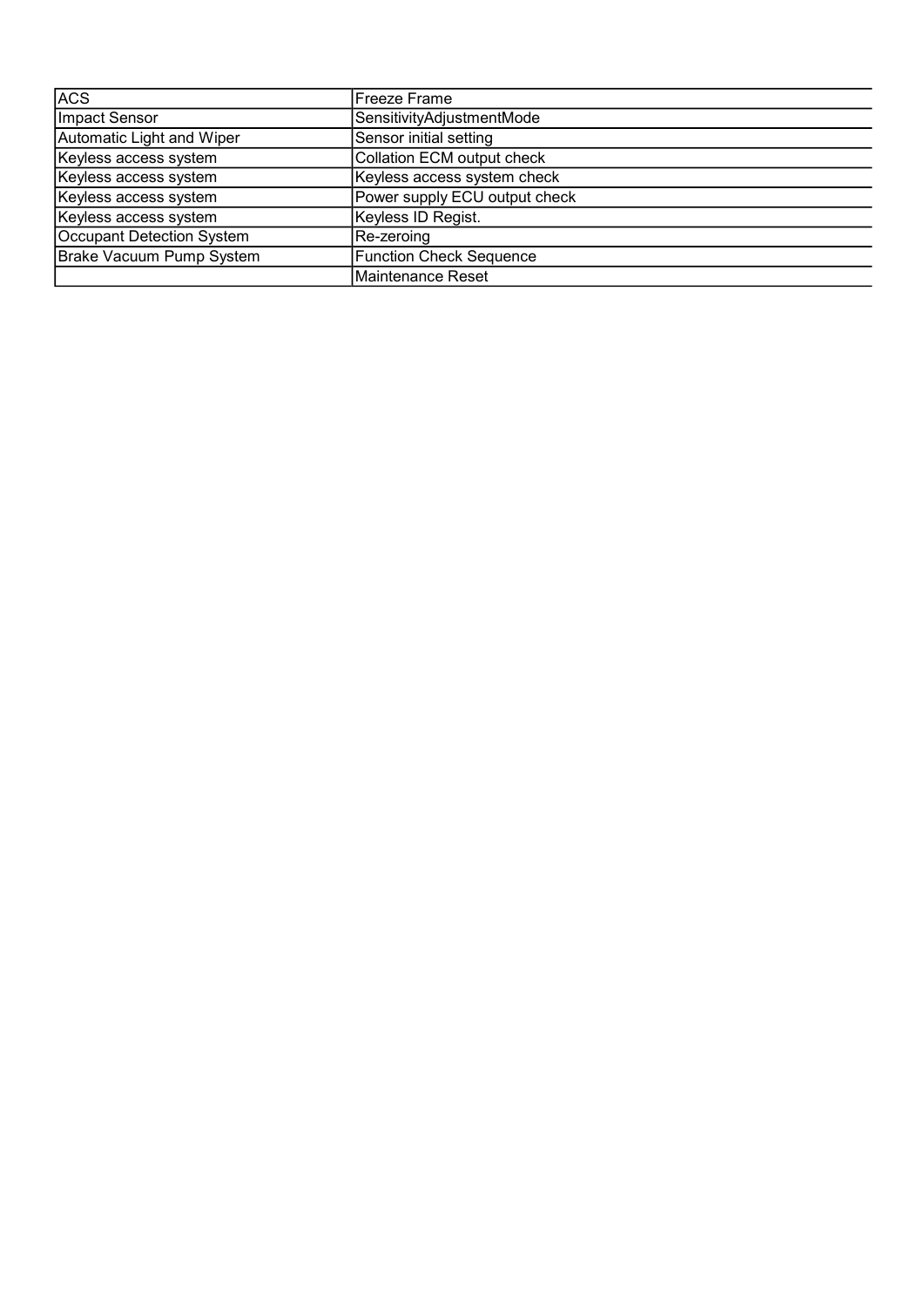| | |
|---|---|
| ACS | Freeze Frame |
| Impact Sensor | SensitivityAdjustmentMode |
| Automatic Light and Wiper | Sensor initial setting |
| Keyless access system | Collation ECM output check |
| Keyless access system | Keyless access system check |
| Keyless access system | Power supply ECU output check |
| Keyless access system | Keyless ID Regist. |
| Occupant Detection System | Re-zeroing |
| Brake Vacuum Pump System | Function Check Sequence |
| | Maintenance Reset |